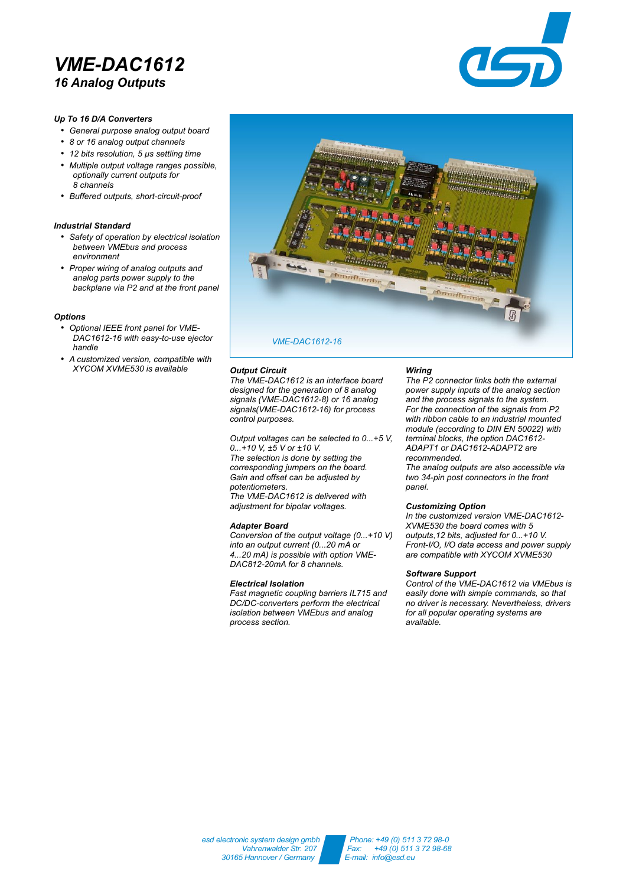# VME-DAC1612

## 16 Analog Outputs

### Up To 16 D/A Converters

- General purpose analog output board
- 8 or 16 analog output channels
- 12 bits resolution, 5 µs settling time
- Multiple output voltage ranges possible, optionally current outputs for 8 channels
- Buffered outputs, short-circuit-proof

### Industrial Standard

- Safety of operation by electrical isolation between VMEbus and process environment
- Proper wiring of analog outputs and analog parts power supply to the backplane via P2 and at the front panel

### Options

- Optional IEEE front panel for VME-DAC1612-16 with easy-to-use ejector handle
- A customized version, compatible with XYCOM XVME530 is available

VME-DAC1612-16

### Output Circuit

The VME-DAC1612 is an interface board designed for the generation of 8 analog signals (VME-DAC1612-8) or 16 analog signals(VME-DAC1612-16) for process control purposes.

Output voltages can be selected to 0...+5 V, 0...+10 V, ±5 V or ±10 V.
The selection is done by setting the corresponding jumpers on the board.
Gain and offset can be adjusted by potentiometers.
The VME-DAC1612 is delivered with adjustment for bipolar voltages.

### Adapter Board

Conversion of the output voltage (0...+10 V) into an output current (0...20 mA or 4...20 mA) is possible with option VME-DAC812-20mA for 8 channels.

### Electrical Isolation

Fast magnetic coupling barriers IL715 and DC/DC-converters perform the electrical isolation between VMEbus and analog process section.

### Wiring

The P2 connector links both the external power supply inputs of the analog section and the process signals to the system.
For the connection of the signals from P2 with ribbon cable to an industrial mounted module (according to DIN EN 50022) with terminal blocks, the option DAC1612-ADAPT1 or DAC1612-ADAPT2 are recommended.
The analog outputs are also accessible via two 34-pin post connectors in the front panel.

### Customizing Option

In the customized version VME-DAC1612-XVME530 the board comes with 5 outputs,12 bits, adjusted for 0...+10 V.
Front-I/O, I/O data access and power supply are compatible with XYCOM XVME530

### Software Support

Control of the VME-DAC1612 via VMEbus is easily done with simple commands, so that no driver is necessary. Nevertheless, drivers for all popular operating systems are available.

esd electronic system design gmbh
Vahrenwalder Str. 207
30165 Hannover / Germany

Phone: +49 (0) 511 3 72 98-0
Fax: +49 (0) 511 3 72 98-68
E-mail: info@esd.eu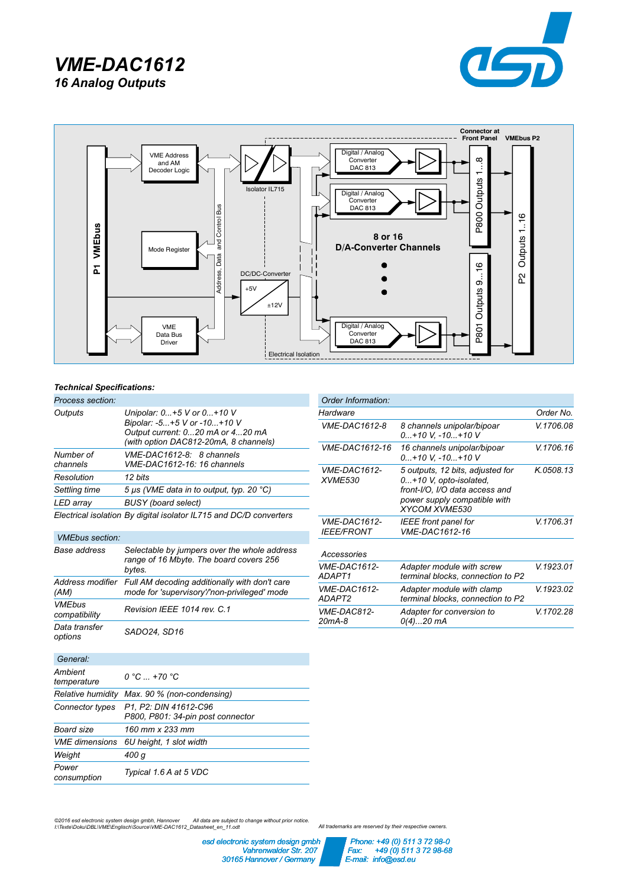# VME-DAC1612

## 16 Analog Outputs

Connector at Front Panel
VMEbus P2
P1 VMEbus
VME Address and AM Decoder Logic
Isolator IL715
Digital / Analog Converter DAC 813
Digital / Analog Converter DAC 813
P800 Outputs 1...8
Mode Register
Address, Data and Control Bus
8 or 16
D/A-Converter Channels
P2 Outputs 1..16
DC/DC-Converter
+5V
±12V
P801 Outputs 9...16
VME Data Bus Driver
Digital / Analog Converter DAC 813
Electrical Isolation

### Technical Specifications:

| Process section: | |
|---|---|
| Outputs | Unipolar: 0...+5 V or 0...+10 V<br>Bipolar: -5...+5 V or -10...+10 V<br>Output current: 0...20 mA or 4...20 mA<br>(with option DAC812-20mA, 8 channels) |
| Number of channels | VME-DAC1612-8: 8 channels<br>VME-DAC1612-16: 16 channels |
| Resolution | 12 bits |
| Settling time | 5 µs (VME data in to output, typ. 20 °C) |
| LED array | BUSY (board select) |
| Electrical isolation | By digital isolator IL715 and DC/D converters |

| VMEbus section: | |
|---|---|
| Base address | Selectable by jumpers over the whole address range of 16 Mbyte. The board covers 256 bytes. |
| Address modifier (AM) | Full AM decoding additionally with don't care mode for 'supervisory'/'non-privileged' mode |
| VMEbus compatibility | Revision IEEE 1014 rev. C.1 |
| Data transfer options | SADO24, SD16 |

| General: | |
|---|---|
| Ambient temperature | 0 °C ... +70 °C |
| Relative humidity | Max. 90 % (non-condensing) |
| Connector types | P1, P2: DIN 41612-C96<br>P800, P801: 34-pin post connector |
| Board size | 160 mm x 233 mm |
| VME dimensions | 6U height, 1 slot width |
| Weight | 400 g |
| Power consumption | Typical 1.6 A at 5 VDC |

| Order Information: | | |
|---|---|---|
| Hardware | | Order No. |
| VME-DAC1612-8 | 8 channels unipolar/bipoar 0...+10 V, -10...+10 V | V.1706.08 |
| VME-DAC1612-16 | 16 channels unipolar/bipoar 0...+10 V, -10...+10 V | V.1706.16 |
| VME-DAC1612-XVME530 | 5 outputs, 12 bits, adjusted for 0...+10 V, opto-isolated, front-I/O, I/O data access and power supply compatible with XYCOM XVME530 | K.0508.13 |
| VME-DAC1612-IEEE/FRONT | IEEE front panel for VME-DAC1612-16 | V.1706.31 |
| Accessories | | |
| VME-DAC1612-ADAPT1 | Adapter module with screw terminal blocks, connection to P2 | V.1923.01 |
| VME-DAC1612-ADAPT2 | Adapter module with clamp terminal blocks, connection to P2 | V.1923.02 |
| VME-DAC812-20mA-8 | Adapter for conversion to 0(4)...20 mA | V.1702.28 |

©2016 esd electronic system design gmbh, Hannover    All data are subject to change without prior notice.
I:\Texte\Doku\DBL\VME\Englisch\Source\VME-DAC1612_Datasheet_en_11.odt    All trademarks are reserved by their respective owners.

esd electronic system design gmbh
Vahrenwalder Str. 207
30165 Hannover / Germany

Phone: +49 (0) 511 3 72 98-0
Fax: +49 (0) 511 3 72 98-68
E-mail: info@esd.eu